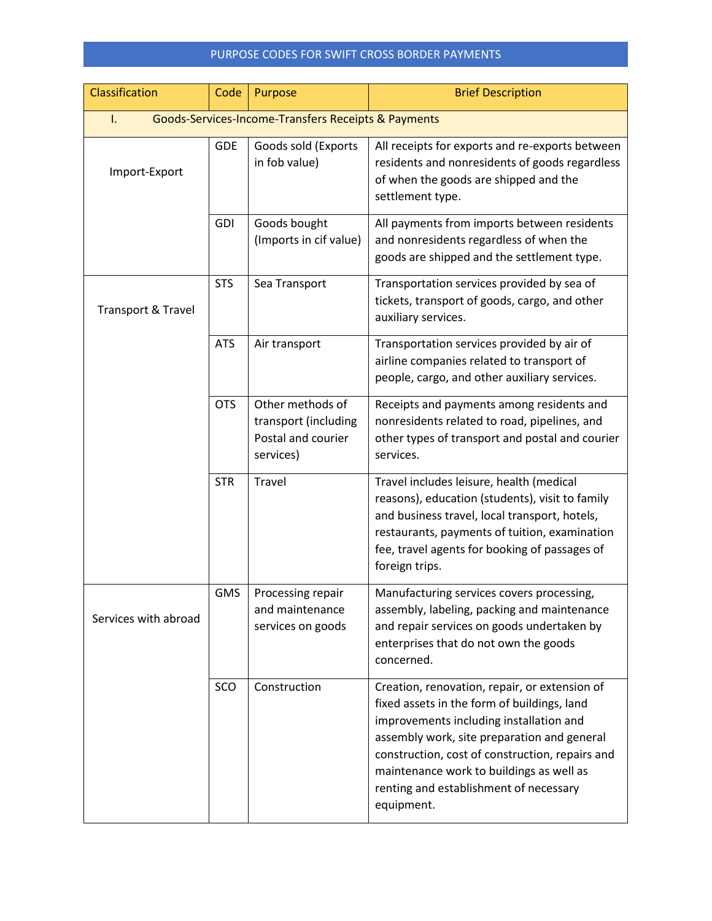# PURPOSE CODES FOR SWIFT CROSS BORDER PAYMENTS

| Classification | Code | Purpose | Brief Description |
|---|---|---|---|
| I. Goods-Services-Income-Transfers Receipts & Payments | | | |
| Import-Export | GDE | Goods sold (Exports in fob value) | All receipts for exports and re-exports between residents and nonresidents of goods regardless of when the goods are shipped and the settlement type. |
| | GDI | Goods bought (Imports in cif value) | All payments from imports between residents and nonresidents regardless of when the goods are shipped and the settlement type. |
| Transport & Travel | STS | Sea Transport | Transportation services provided by sea of tickets, transport of goods, cargo, and other auxiliary services. |
| | ATS | Air transport | Transportation services provided by air of airline companies related to transport of people, cargo, and other auxiliary services. |
| | OTS | Other methods of transport (including Postal and courier services) | Receipts and payments among residents and nonresidents related to road, pipelines, and other types of transport and postal and courier services. |
| | STR | Travel | Travel includes leisure, health (medical reasons), education (students), visit to family and business travel, local transport, hotels, restaurants, payments of tuition, examination fee, travel agents for booking of passages of foreign trips. |
| Services with abroad | GMS | Processing repair and maintenance services on goods | Manufacturing services covers processing, assembly, labeling, packing and maintenance and repair services on goods undertaken by enterprises that do not own the goods concerned. |
| | SCO | Construction | Creation, renovation, repair, or extension of fixed assets in the form of buildings, land improvements including installation and assembly work, site preparation and general construction, cost of construction, repairs and maintenance work to buildings as well as renting and establishment of necessary equipment. |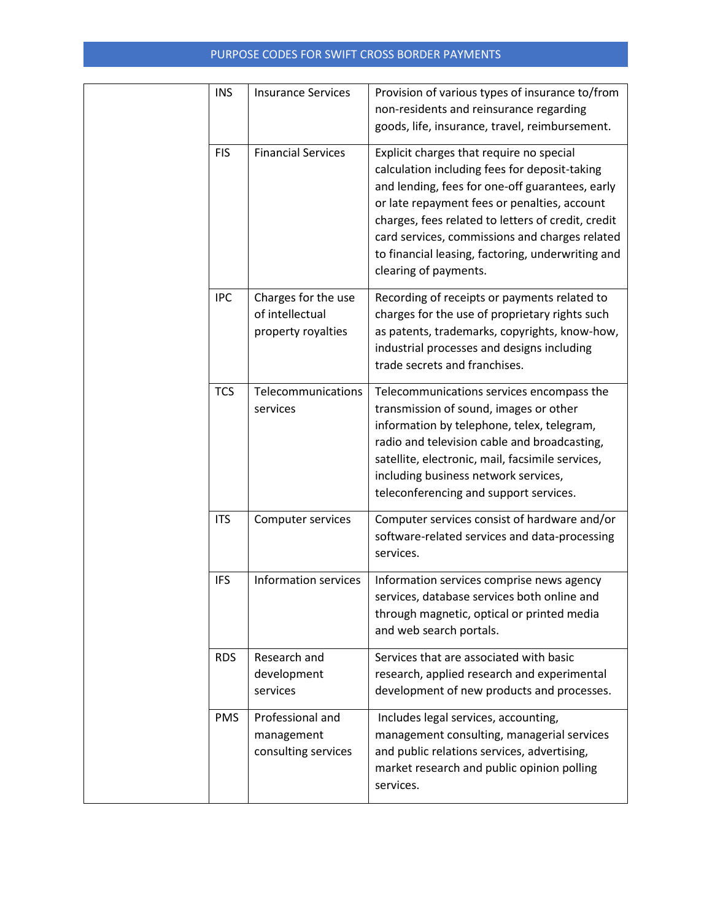| | | | |
|---|---|---|---|
| | INS | Insurance Services | Provision of various types of insurance to/from non-residents and reinsurance regarding goods, life, insurance, travel, reimbursement. |
| | FIS | Financial Services | Explicit charges that require no special calculation including fees for deposit-taking and lending, fees for one-off guarantees, early or late repayment fees or penalties, account charges, fees related to letters of credit, credit card services, commissions and charges related to financial leasing, factoring, underwriting and clearing of payments. |
| | IPC | Charges for the use of intellectual property royalties | Recording of receipts or payments related to charges for the use of proprietary rights such as patents, trademarks, copyrights, know-how, industrial processes and designs including trade secrets and franchises. |
| | TCS | Telecommunications services | Telecommunications services encompass the transmission of sound, images or other information by telephone, telex, telegram, radio and television cable and broadcasting, satellite, electronic, mail, facsimile services, including business network services, teleconferencing and support services. |
| | ITS | Computer services | Computer services consist of hardware and/or software-related services and data-processing services. |
| | IFS | Information services | Information services comprise news agency services, database services both online and through magnetic, optical or printed media and web search portals. |
| | RDS | Research and development services | Services that are associated with basic research, applied research and experimental development of new products and processes. |
| | PMS | Professional and management consulting services | Includes legal services, accounting, management consulting, managerial services and public relations services, advertising, market research and public opinion polling services. |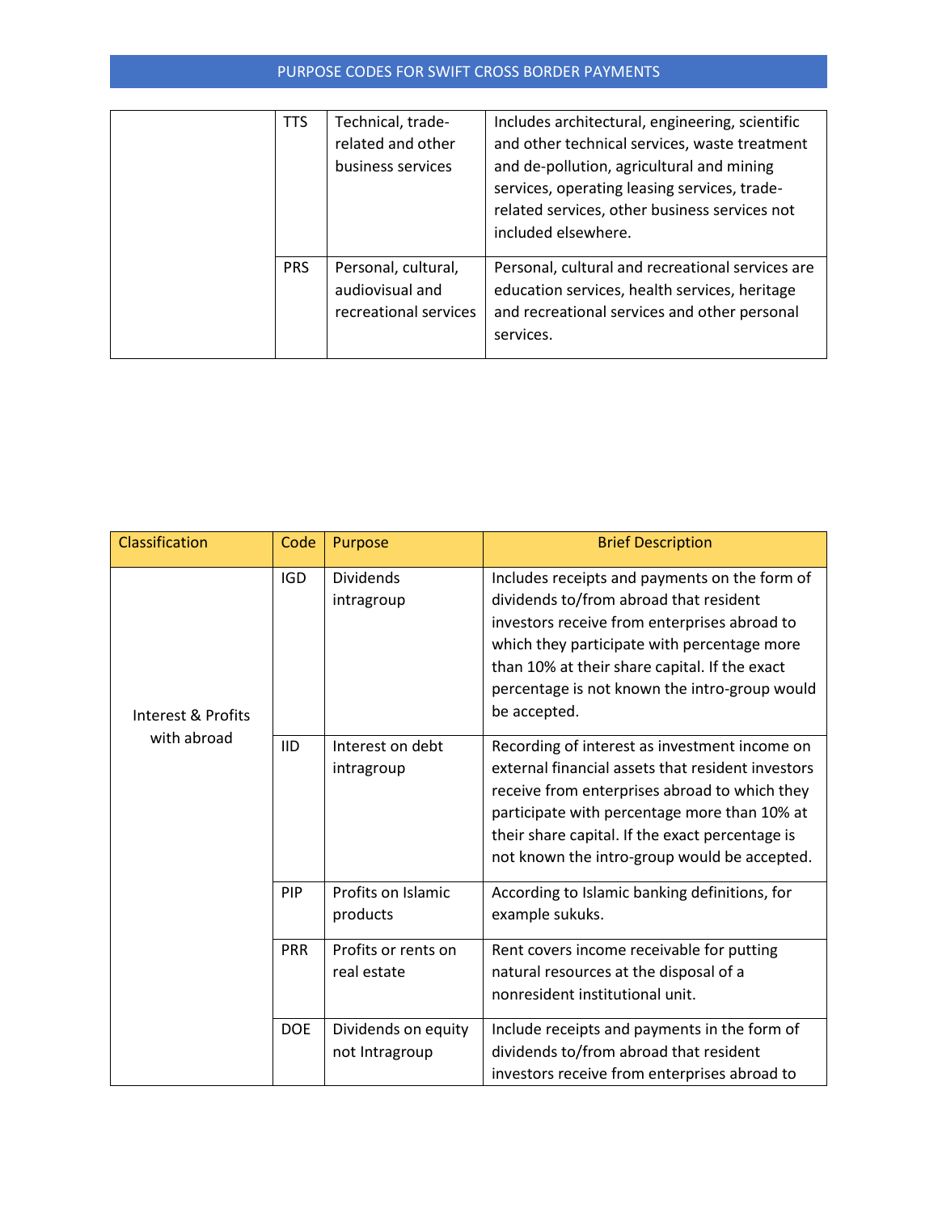| | TTS | Technical, trade-related and other business services | Includes architectural, engineering, scientific and other technical services, waste treatment and de-pollution, agricultural and mining services, operating leasing services, trade-related services, other business services not included elsewhere. |
|---|---|---|---|
| | PRS | Personal, cultural, audiovisual and recreational services | Personal, cultural and recreational services are education services, health services, heritage and recreational services and other personal services. |

| Classification | Code | Purpose | Brief Description |
|---|---|---|---|
| Interest & Profits with abroad | IGD | Dividends intragroup | Includes receipts and payments on the form of dividends to/from abroad that resident investors receive from enterprises abroad to which they participate with percentage more than 10% at their share capital. If the exact percentage is not known the intro-group would be accepted. |
| | IID | Interest on debt intragroup | Recording of interest as investment income on external financial assets that resident investors receive from enterprises abroad to which they participate with percentage more than 10% at their share capital. If the exact percentage is not known the intro-group would be accepted. |
| | PIP | Profits on Islamic products | According to Islamic banking definitions, for example sukuks. |
| | PRR | Profits or rents on real estate | Rent covers income receivable for putting natural resources at the disposal of a nonresident institutional unit. |
| | DOE | Dividends on equity not Intragroup | Include receipts and payments in the form of dividends to/from abroad that resident investors receive from enterprises abroad to |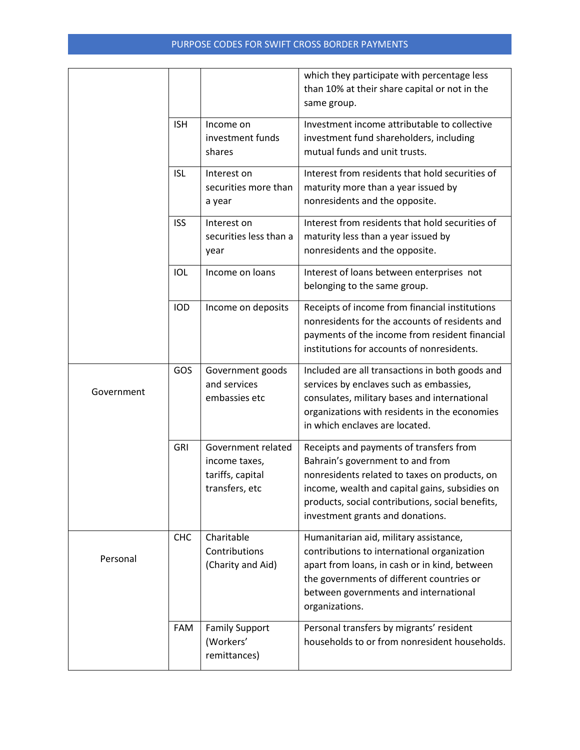| | | | |
|---|---|---|---|
| | | | which they participate with percentage less than 10% at their share capital or not in the same group. |
| | ISH | Income on investment funds shares | Investment income attributable to collective investment fund shareholders, including mutual funds and unit trusts. |
| | ISL | Interest on securities more than a year | Interest from residents that hold securities of maturity more than a year issued by nonresidents and the opposite. |
| | ISS | Interest on securities less than a year | Interest from residents that hold securities of maturity less than a year issued by nonresidents and the opposite. |
| | IOL | Income on loans | Interest of loans between enterprises not belonging to the same group. |
| | IOD | Income on deposits | Receipts of income from financial institutions nonresidents for the accounts of residents and payments of the income from resident financial institutions for accounts of nonresidents. |
| Government | GOS | Government goods and services embassies etc | Included are all transactions in both goods and services by enclaves such as embassies, consulates, military bases and international organizations with residents in the economies in which enclaves are located. |
| | GRI | Government related income taxes, tariffs, capital transfers, etc | Receipts and payments of transfers from Bahrain's government to and from nonresidents related to taxes on products, on income, wealth and capital gains, subsidies on products, social contributions, social benefits, investment grants and donations. |
| Personal | CHC | Charitable Contributions (Charity and Aid) | Humanitarian aid, military assistance, contributions to international organization apart from loans, in cash or in kind, between the governments of different countries or between governments and international organizations. |
| | FAM | Family Support (Workers' remittances) | Personal transfers by migrants' resident households to or from nonresident households. |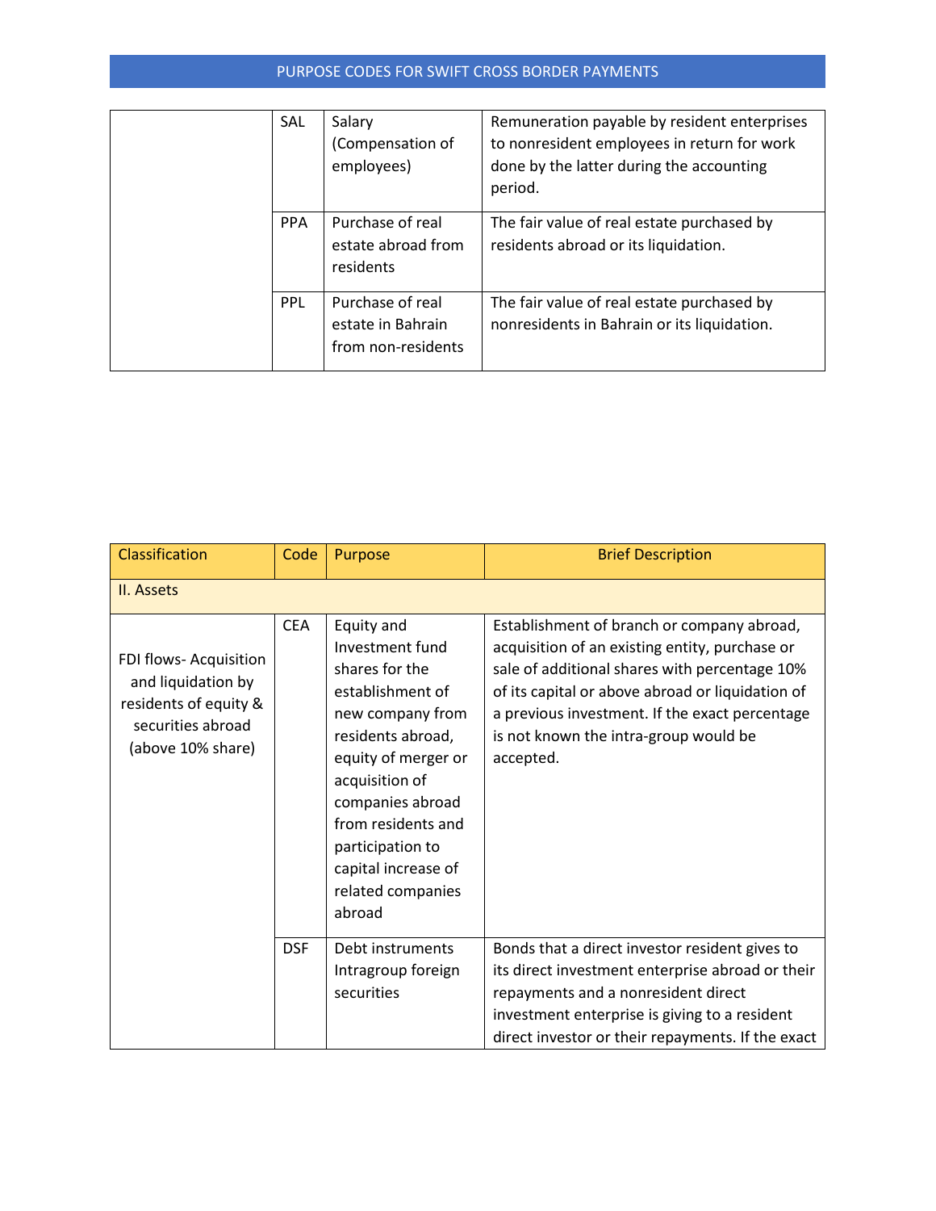| | | | |
|---|---|---|---|
| | SAL | Salary (Compensation of employees) | Remuneration payable by resident enterprises to nonresident employees in return for work done by the latter during the accounting period. |
| | PPA | Purchase of real estate abroad from residents | The fair value of real estate purchased by residents abroad or its liquidation. |
| | PPL | Purchase of real estate in Bahrain from non-residents | The fair value of real estate purchased by nonresidents in Bahrain or its liquidation. |

| Classification | Code | Purpose | Brief Description |
|---|---|---|---|
| II. Assets | | | |
| FDI flows- Acquisition and liquidation by residents of equity & securities abroad (above 10% share) | CEA | Equity and Investment fund shares for the establishment of new company from residents abroad, equity of merger or acquisition of companies abroad from residents and participation to capital increase of related companies abroad | Establishment of branch or company abroad, acquisition of an existing entity, purchase or sale of additional shares with percentage 10% of its capital or above abroad or liquidation of a previous investment. If the exact percentage is not known the intra-group would be accepted. |
| | DSF | Debt instruments Intragroup foreign securities | Bonds that a direct investor resident gives to its direct investment enterprise abroad or their repayments and a nonresident direct investment enterprise is giving to a resident direct investor or their repayments. If the exact |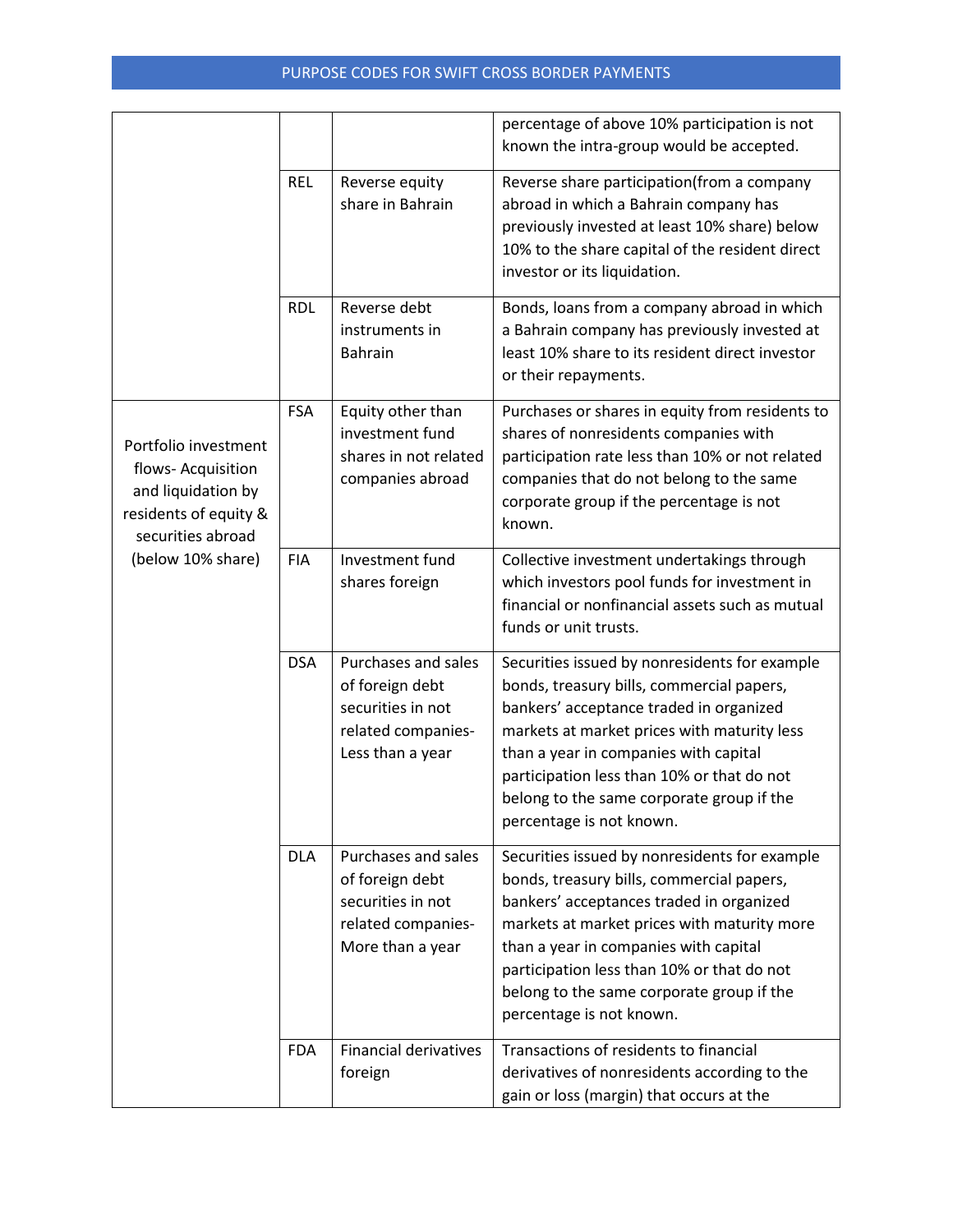| | | | |
|---|---|---|---|
| | | | percentage of above 10% participation is not known the intra-group would be accepted. |
| | REL | Reverse equity share in Bahrain | Reverse share participation(from a company abroad in which a Bahrain company has previously invested at least 10% share) below 10% to the share capital of the resident direct investor or its liquidation. |
| | RDL | Reverse debt instruments in Bahrain | Bonds, loans from a company abroad in which a Bahrain company has previously invested at least 10% share to its resident direct investor or their repayments. |
| Portfolio investment flows- Acquisition and liquidation by residents of equity & securities abroad (below 10% share) | FSA | Equity other than investment fund shares in not related companies abroad | Purchases or shares in equity from residents to shares of nonresidents companies with participation rate less than 10% or not related companies that do not belong to the same corporate group if the percentage is not known. |
| | FIA | Investment fund shares foreign | Collective investment undertakings through which investors pool funds for investment in financial or nonfinancial assets such as mutual funds or unit trusts. |
| | DSA | Purchases and sales of foreign debt securities in not related companies- Less than a year | Securities issued by nonresidents for example bonds, treasury bills, commercial papers, bankers' acceptance traded in organized markets at market prices with maturity less than a year in companies with capital participation less than 10% or that do not belong to the same corporate group if the percentage is not known. |
| | DLA | Purchases and sales of foreign debt securities in not related companies- More than a year | Securities issued by nonresidents for example bonds, treasury bills, commercial papers, bankers' acceptances traded in organized markets at market prices with maturity more than a year in companies with capital participation less than 10% or that do not belong to the same corporate group if the percentage is not known. |
| | FDA | Financial derivatives foreign | Transactions of residents to financial derivatives of nonresidents according to the gain or loss (margin) that occurs at the |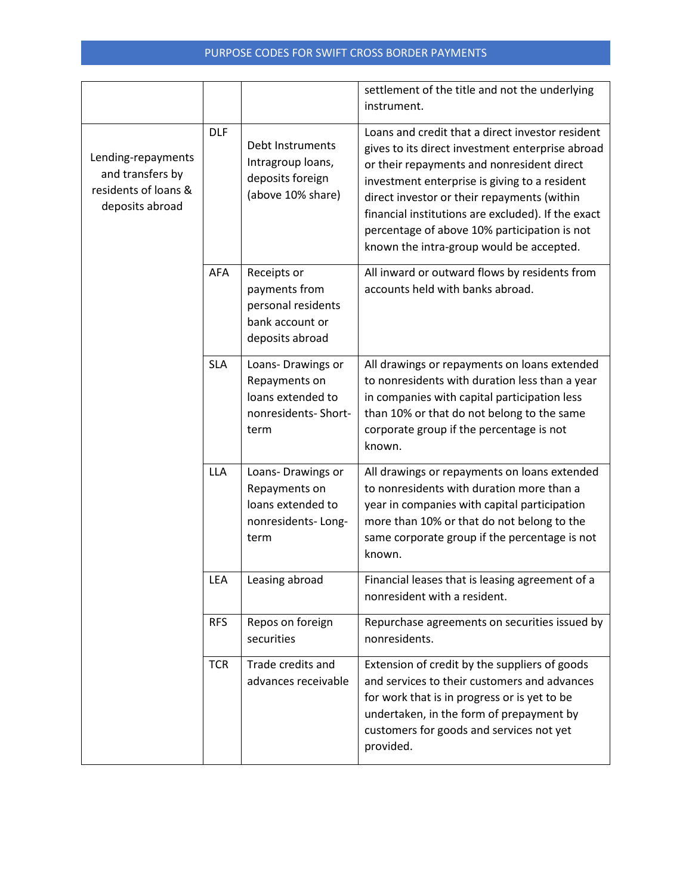| | | | |
|---|---|---|---|
| | | | settlement of the title and not the underlying instrument. |
| Lending-repayments and transfers by residents of loans & deposits abroad | DLF | Debt Instruments Intragroup loans, deposits foreign (above 10% share) | Loans and credit that a direct investor resident gives to its direct investment enterprise abroad or their repayments and nonresident direct investment enterprise is giving to a resident direct investor or their repayments (within financial institutions are excluded). If the exact percentage of above 10% participation is not known the intra-group would be accepted. |
| | AFA | Receipts or payments from personal residents bank account or deposits abroad | All inward or outward flows by residents from accounts held with banks abroad. |
| | SLA | Loans- Drawings or Repayments on loans extended to nonresidents- Short-term | All drawings or repayments on loans extended to nonresidents with duration less than a year in companies with capital participation less than 10% or that do not belong to the same corporate group if the percentage is not known. |
| | LLA | Loans- Drawings or Repayments on loans extended to nonresidents- Long-term | All drawings or repayments on loans extended to nonresidents with duration more than a year in companies with capital participation more than 10% or that do not belong to the same corporate group if the percentage is not known. |
| | LEA | Leasing abroad | Financial leases that is leasing agreement of a nonresident with a resident. |
| | RFS | Repos on foreign securities | Repurchase agreements on securities issued by nonresidents. |
| | TCR | Trade credits and advances receivable | Extension of credit by the suppliers of goods and services to their customers and advances for work that is in progress or is yet to be undertaken, in the form of prepayment by customers for goods and services not yet provided. |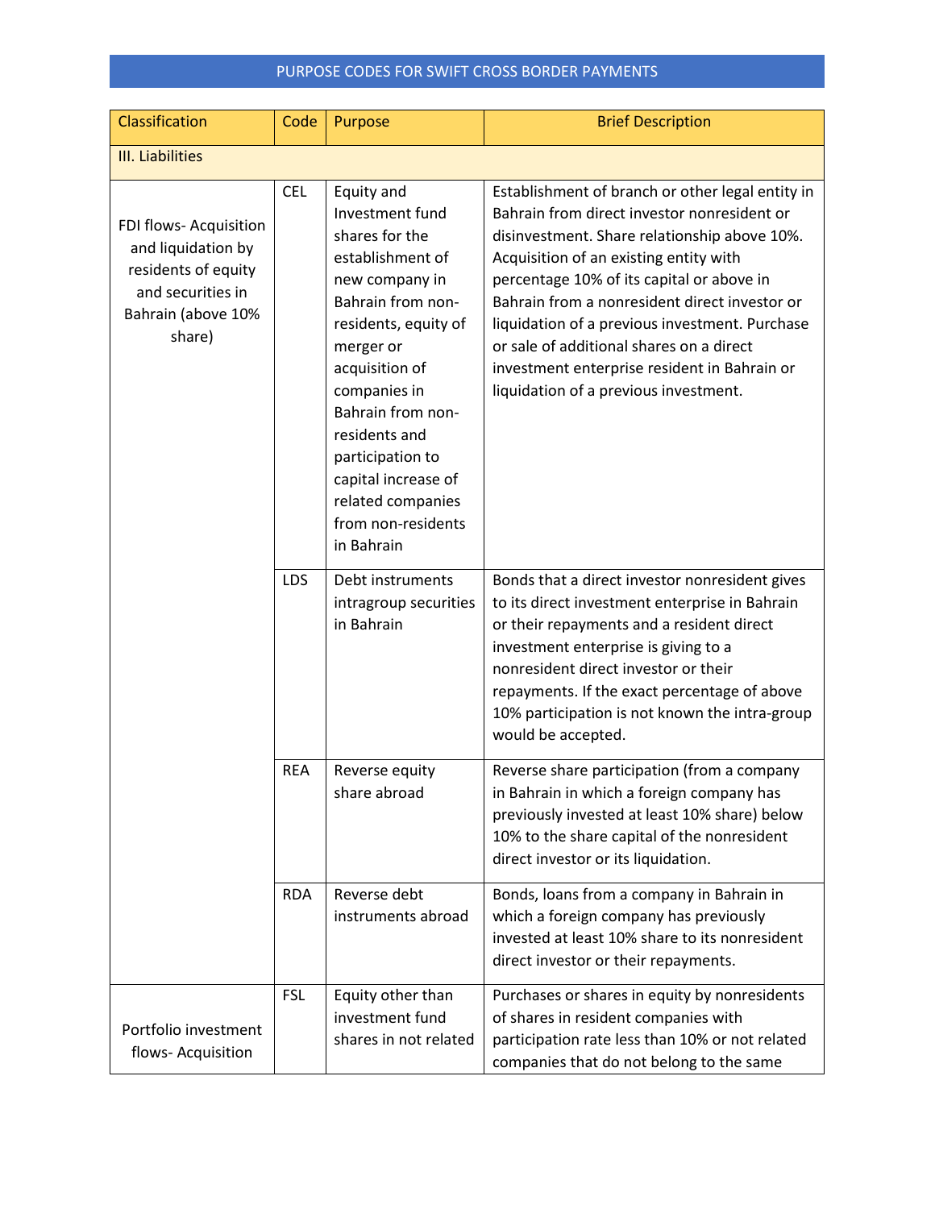## PURPOSE CODES FOR SWIFT CROSS BORDER PAYMENTS

| Classification | Code | Purpose | Brief Description |
|---|---|---|---|
| III. Liabilities | | | |
| FDI flows- Acquisition and liquidation by residents of equity and securities in Bahrain (above 10% share) | CEL | Equity and Investment fund shares for the establishment of new company in Bahrain from non-residents, equity of merger or acquisition of companies in Bahrain from non-residents and participation to capital increase of related companies from non-residents in Bahrain | Establishment of branch or other legal entity in Bahrain from direct investor nonresident or disinvestment. Share relationship above 10%. Acquisition of an existing entity with percentage 10% of its capital or above in Bahrain from a nonresident direct investor or liquidation of a previous investment. Purchase or sale of additional shares on a direct investment enterprise resident in Bahrain or liquidation of a previous investment. |
| | LDS | Debt instruments intragroup securities in Bahrain | Bonds that a direct investor nonresident gives to its direct investment enterprise in Bahrain or their repayments and a resident direct investment enterprise is giving to a nonresident direct investor or their repayments. If the exact percentage of above 10% participation is not known the intra-group would be accepted. |
| | REA | Reverse equity share abroad | Reverse share participation (from a company in Bahrain in which a foreign company has previously invested at least 10% share) below 10% to the share capital of the nonresident direct investor or its liquidation. |
| | RDA | Reverse debt instruments abroad | Bonds, loans from a company in Bahrain in which a foreign company has previously invested at least 10% share to its nonresident direct investor or their repayments. |
| Portfolio investment flows- Acquisition | FSL | Equity other than investment fund shares in not related | Purchases or shares in equity by nonresidents of shares in resident companies with participation rate less than 10% or not related companies that do not belong to the same |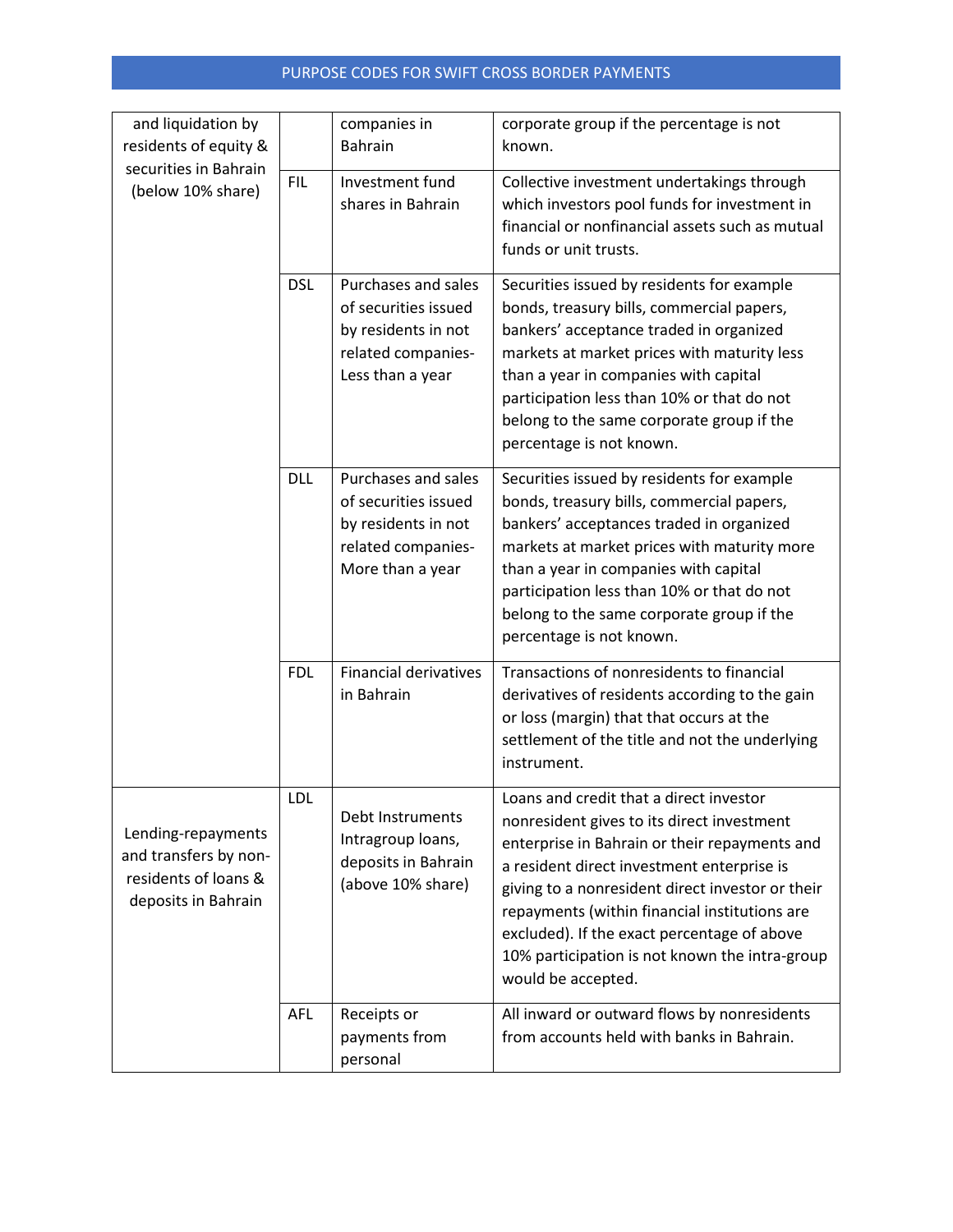| and liquidation by residents of equity & securities in Bahrain (below 10% share) | | companies in Bahrain | corporate group if the percentage is not known. |
|---|---|---|---|
| | FIL | Investment fund shares in Bahrain | Collective investment undertakings through which investors pool funds for investment in financial or nonfinancial assets such as mutual funds or unit trusts. |
| | DSL | Purchases and sales of securities issued by residents in not related companies-Less than a year | Securities issued by residents for example bonds, treasury bills, commercial papers, bankers' acceptance traded in organized markets at market prices with maturity less than a year in companies with capital participation less than 10% or that do not belong to the same corporate group if the percentage is not known. |
| | DLL | Purchases and sales of securities issued by residents in not related companies-More than a year | Securities issued by residents for example bonds, treasury bills, commercial papers, bankers' acceptances traded in organized markets at market prices with maturity more than a year in companies with capital participation less than 10% or that do not belong to the same corporate group if the percentage is not known. |
| | FDL | Financial derivatives in Bahrain | Transactions of nonresidents to financial derivatives of residents according to the gain or loss (margin) that that occurs at the settlement of the title and not the underlying instrument. |
| Lending-repayments and transfers by non-residents of loans & deposits in Bahrain | LDL | Debt Instruments Intragroup loans, deposits in Bahrain (above 10% share) | Loans and credit that a direct investor nonresident gives to its direct investment enterprise in Bahrain or their repayments and a resident direct investment enterprise is giving to a nonresident direct investor or their repayments (within financial institutions are excluded). If the exact percentage of above 10% participation is not known the intra-group would be accepted. |
| | AFL | Receipts or payments from personal | All inward or outward flows by nonresidents from accounts held with banks in Bahrain. |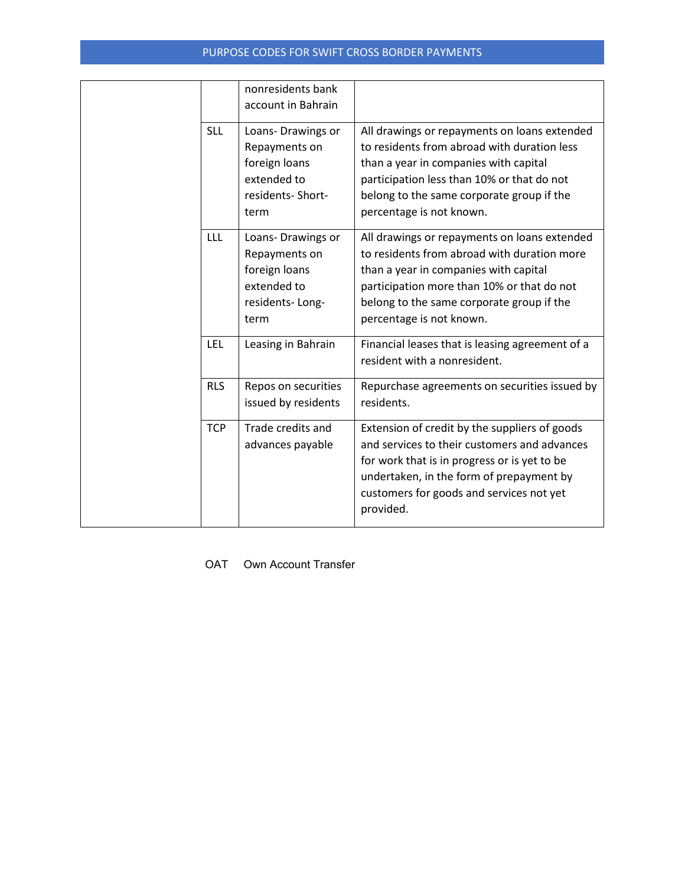| | | | |
|---|---|---|---|
| | | nonresidents bank account in Bahrain | |
| | SLL | Loans- Drawings or Repayments on foreign loans extended to residents- Short-term | All drawings or repayments on loans extended to residents from abroad with duration less than a year in companies with capital participation less than 10% or that do not belong to the same corporate group if the percentage is not known. |
| | LLL | Loans- Drawings or Repayments on foreign loans extended to residents- Long-term | All drawings or repayments on loans extended to residents from abroad with duration more than a year in companies with capital participation more than 10% or that do not belong to the same corporate group if the percentage is not known. |
| | LEL | Leasing in Bahrain | Financial leases that is leasing agreement of a resident with a nonresident. |
| | RLS | Repos on securities issued by residents | Repurchase agreements on securities issued by residents. |
| | TCP | Trade credits and advances payable | Extension of credit by the suppliers of goods and services to their customers and advances for work that is in progress or is yet to be undertaken, in the form of prepayment by customers for goods and services not yet provided. |

OAT Own Account Transfer